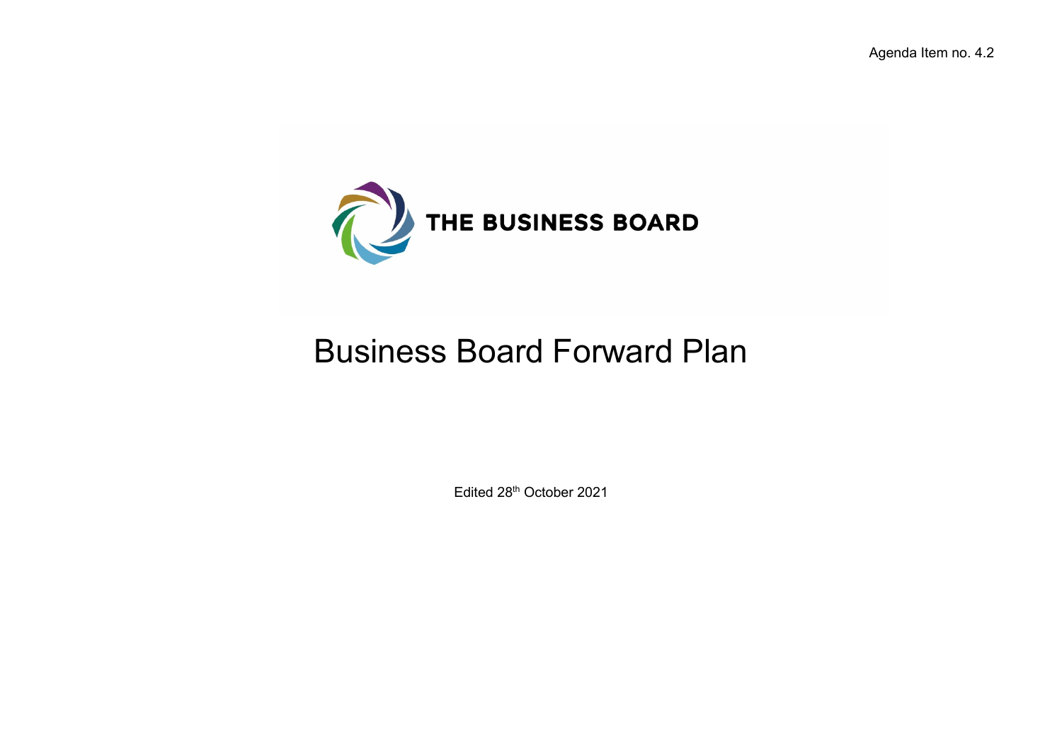Agenda Item no. 4.2

THE BUSINESS BOARD

# Business Board Forward Plan

Edited 28th October 2021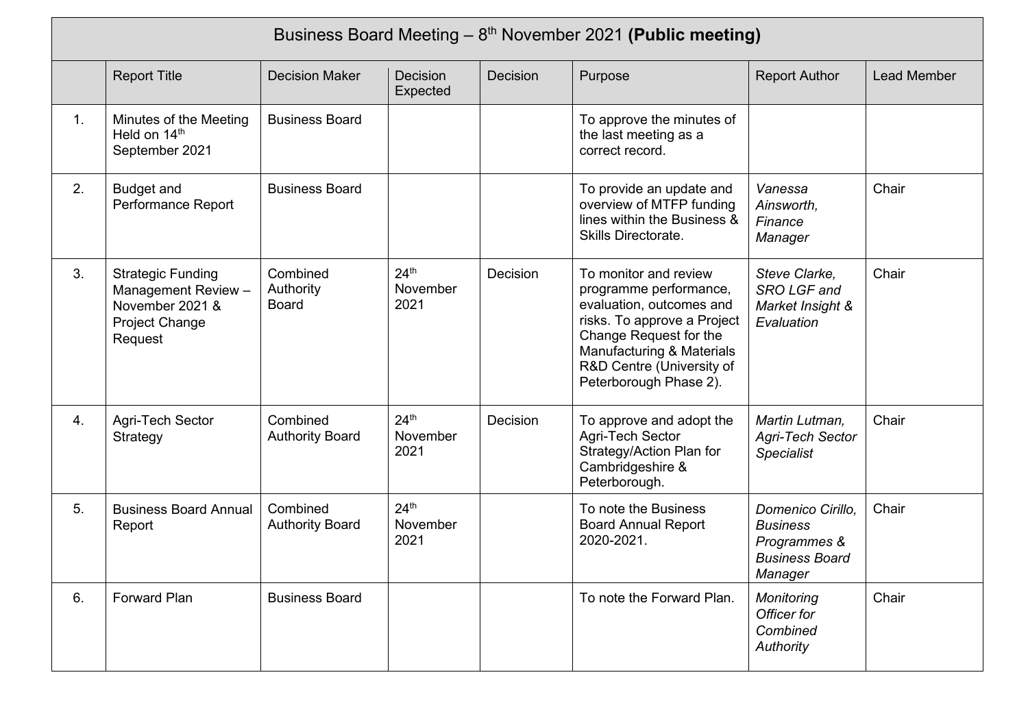| Business Board Meeting – 8th November 2021 **(Public meeting)** | | | | | | | |
|---|---|---|---|---|---|---|---|
| | Report Title | Decision Maker | Decision Expected | Decision | Purpose | Report Author | Lead Member |
| 1. | Minutes of the Meeting Held on 14th September 2021 | Business Board | | | To approve the minutes of the last meeting as a correct record. | | |
| 2. | Budget and Performance Report | Business Board | | | To provide an update and overview of MTFP funding lines within the Business & Skills Directorate. | *Vanessa Ainsworth, Finance Manager* | Chair |
| 3. | Strategic Funding Management Review – November 2021 & Project Change Request | Combined Authority Board | 24th November 2021 | Decision | To monitor and review programme performance, evaluation, outcomes and risks. To approve a Project Change Request for the Manufacturing & Materials R&D Centre (University of Peterborough Phase 2). | *Steve Clarke, SRO LGF and Market Insight & Evaluation* | Chair |
| 4. | Agri-Tech Sector Strategy | Combined Authority Board | 24th November 2021 | Decision | To approve and adopt the Agri-Tech Sector Strategy/Action Plan for Cambridgeshire & Peterborough. | *Martin Lutman, Agri-Tech Sector Specialist* | Chair |
| 5. | Business Board Annual Report | Combined Authority Board | 24th November 2021 | | To note the Business Board Annual Report 2020-2021. | *Domenico Cirillo, Business Programmes & Business Board Manager* | Chair |
| 6. | Forward Plan | Business Board | | | To note the Forward Plan. | *Monitoring Officer for Combined Authority* | Chair |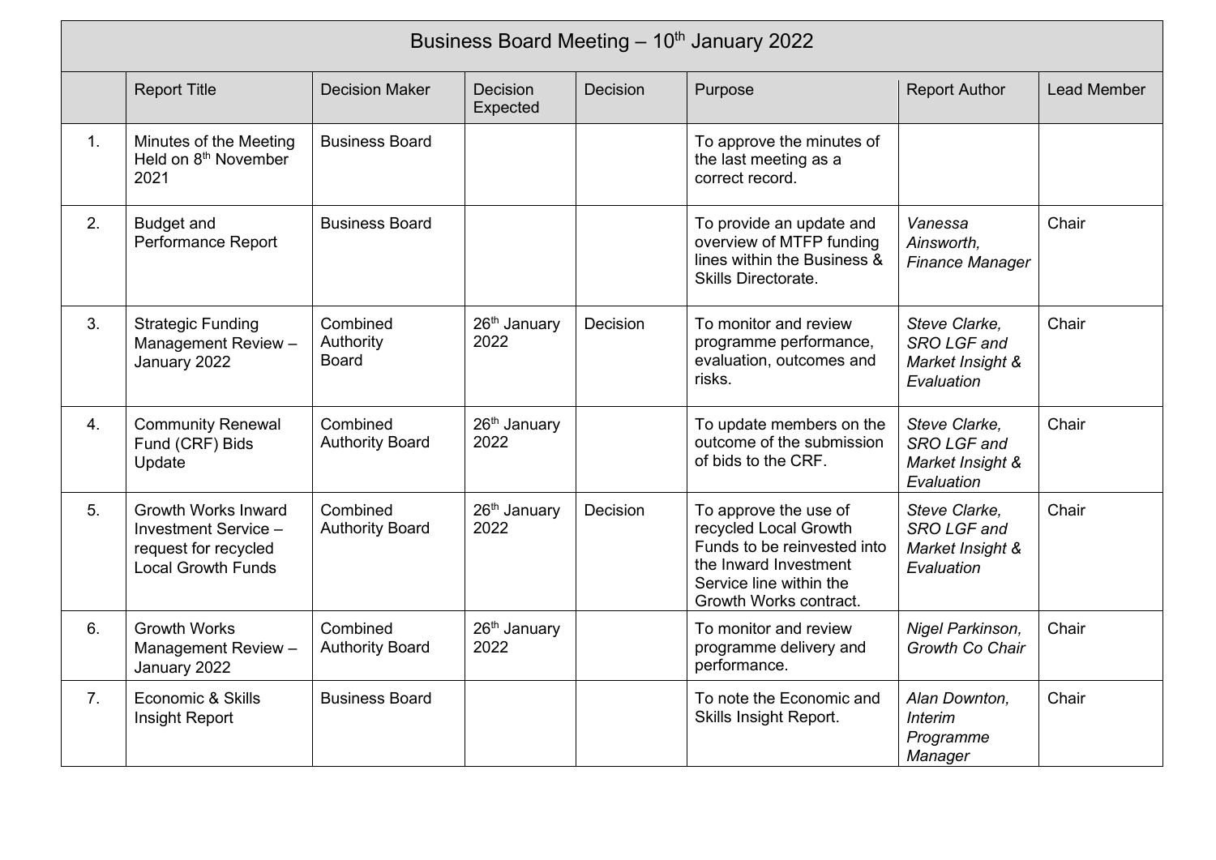| Business Board Meeting – 10th January 2022 | | | | | | | |
|---|---|---|---|---|---|---|---|
| | Report Title | Decision Maker | Decision Expected | Decision | Purpose | Report Author | Lead Member |
| 1. | Minutes of the Meeting Held on 8th November 2021 | Business Board | | | To approve the minutes of the last meeting as a correct record. | | |
| 2. | Budget and Performance Report | Business Board | | | To provide an update and overview of MTFP funding lines within the Business & Skills Directorate. | *Vanessa Ainsworth, Finance Manager* | Chair |
| 3. | Strategic Funding Management Review – January 2022 | Combined Authority Board | 26th January 2022 | Decision | To monitor and review programme performance, evaluation, outcomes and risks. | *Steve Clarke, SRO LGF and Market Insight & Evaluation* | Chair |
| 4. | Community Renewal Fund (CRF) Bids Update | Combined Authority Board | 26th January 2022 | | To update members on the outcome of the submission of bids to the CRF. | *Steve Clarke, SRO LGF and Market Insight & Evaluation* | Chair |
| 5. | Growth Works Inward Investment Service – request for recycled Local Growth Funds | Combined Authority Board | 26th January 2022 | Decision | To approve the use of recycled Local Growth Funds to be reinvested into the Inward Investment Service line within the Growth Works contract. | *Steve Clarke, SRO LGF and Market Insight & Evaluation* | Chair |
| 6. | Growth Works Management Review – January 2022 | Combined Authority Board | 26th January 2022 | | To monitor and review programme delivery and performance. | *Nigel Parkinson, Growth Co Chair* | Chair |
| 7. | Economic & Skills Insight Report | Business Board | | | To note the Economic and Skills Insight Report. | *Alan Downton, Interim Programme Manager* | Chair |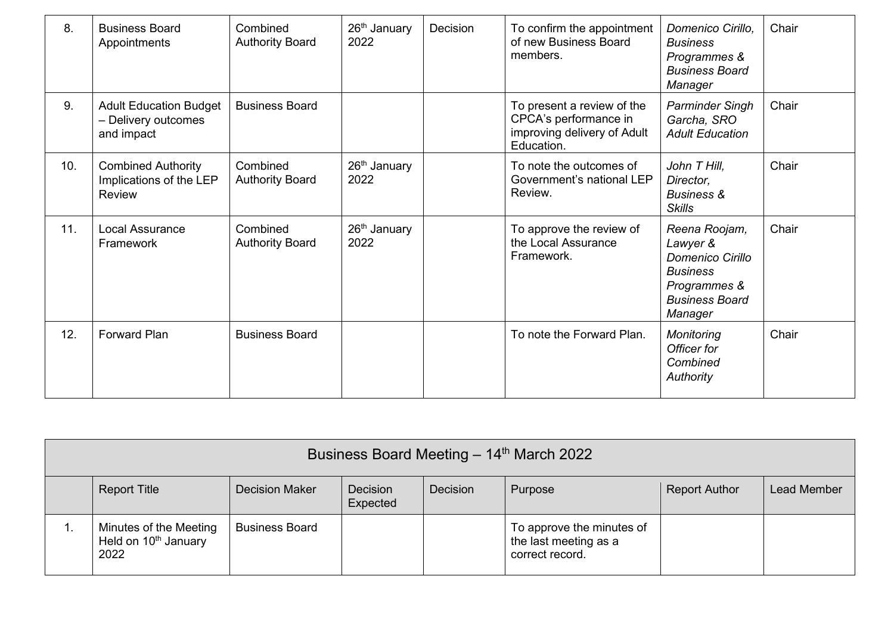| | | | | | | | |
|---|---|---|---|---|---|---|---|
| 8. | Business Board Appointments | Combined Authority Board | 26th January 2022 | Decision | To confirm the appointment of new Business Board members. | *Domenico Cirillo, Business Programmes & Business Board Manager* | Chair |
| 9. | Adult Education Budget – Delivery outcomes and impact | Business Board | | | To present a review of the CPCA's performance in improving delivery of Adult Education. | *Parminder Singh Garcha, SRO Adult Education* | Chair |
| 10. | Combined Authority Implications of the LEP Review | Combined Authority Board | 26th January 2022 | | To note the outcomes of Government's national LEP Review. | *John T Hill, Director, Business & Skills* | Chair |
| 11. | Local Assurance Framework | Combined Authority Board | 26th January 2022 | | To approve the review of the Local Assurance Framework. | *Reena Roojam, Lawyer & Domenico Cirillo Business Programmes & Business Board Manager* | Chair |
| 12. | Forward Plan | Business Board | | | To note the Forward Plan. | *Monitoring Officer for Combined Authority* | Chair |

| Business Board Meeting – 14th March 2022 | | | | | | | |
|---|---|---|---|---|---|---|---|
| | Report Title | Decision Maker | Decision Expected | Decision | Purpose | Report Author | Lead Member |
| 1. | Minutes of the Meeting Held on 10th January 2022 | Business Board | | | To approve the minutes of the last meeting as a correct record. | | |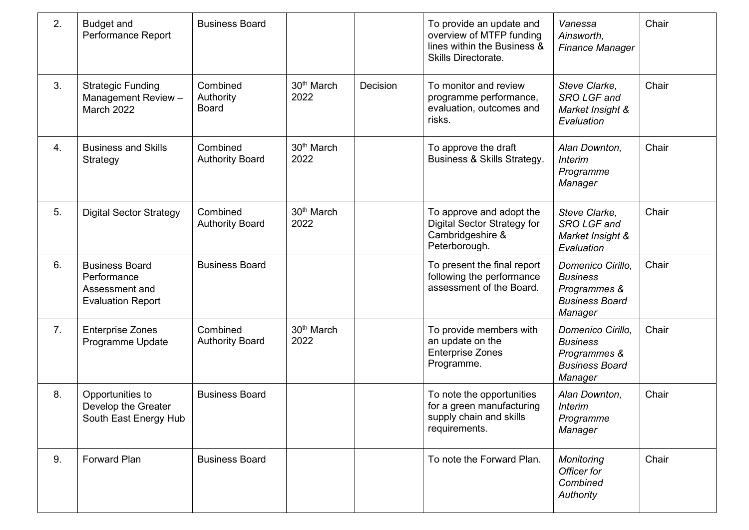| 2. | Budget and Performance Report | Business Board | | | To provide an update and overview of MTFP funding lines within the Business & Skills Directorate. | *Vanessa Ainsworth, Finance Manager* | Chair |
|---|---|---|---|---|---|---|---|
| 3. | Strategic Funding Management Review – March 2022 | Combined Authority Board | 30th March 2022 | Decision | To monitor and review programme performance, evaluation, outcomes and risks. | *Steve Clarke, SRO LGF and Market Insight & Evaluation* | Chair |
| 4. | Business and Skills Strategy | Combined Authority Board | 30th March 2022 | | To approve the draft Business & Skills Strategy. | *Alan Downton, Interim Programme Manager* | Chair |
| 5. | Digital Sector Strategy | Combined Authority Board | 30th March 2022 | | To approve and adopt the Digital Sector Strategy for Cambridgeshire & Peterborough. | *Steve Clarke, SRO LGF and Market Insight & Evaluation* | Chair |
| 6. | Business Board Performance Assessment and Evaluation Report | Business Board | | | To present the final report following the performance assessment of the Board. | *Domenico Cirillo, Business Programmes & Business Board Manager* | Chair |
| 7. | Enterprise Zones Programme Update | Combined Authority Board | 30th March 2022 | | To provide members with an update on the Enterprise Zones Programme. | *Domenico Cirillo, Business Programmes & Business Board Manager* | Chair |
| 8. | Opportunities to Develop the Greater South East Energy Hub | Business Board | | | To note the opportunities for a green manufacturing supply chain and skills requirements. | *Alan Downton, Interim Programme Manager* | Chair |
| 9. | Forward Plan | Business Board | | | To note the Forward Plan. | *Monitoring Officer for Combined Authority* | Chair |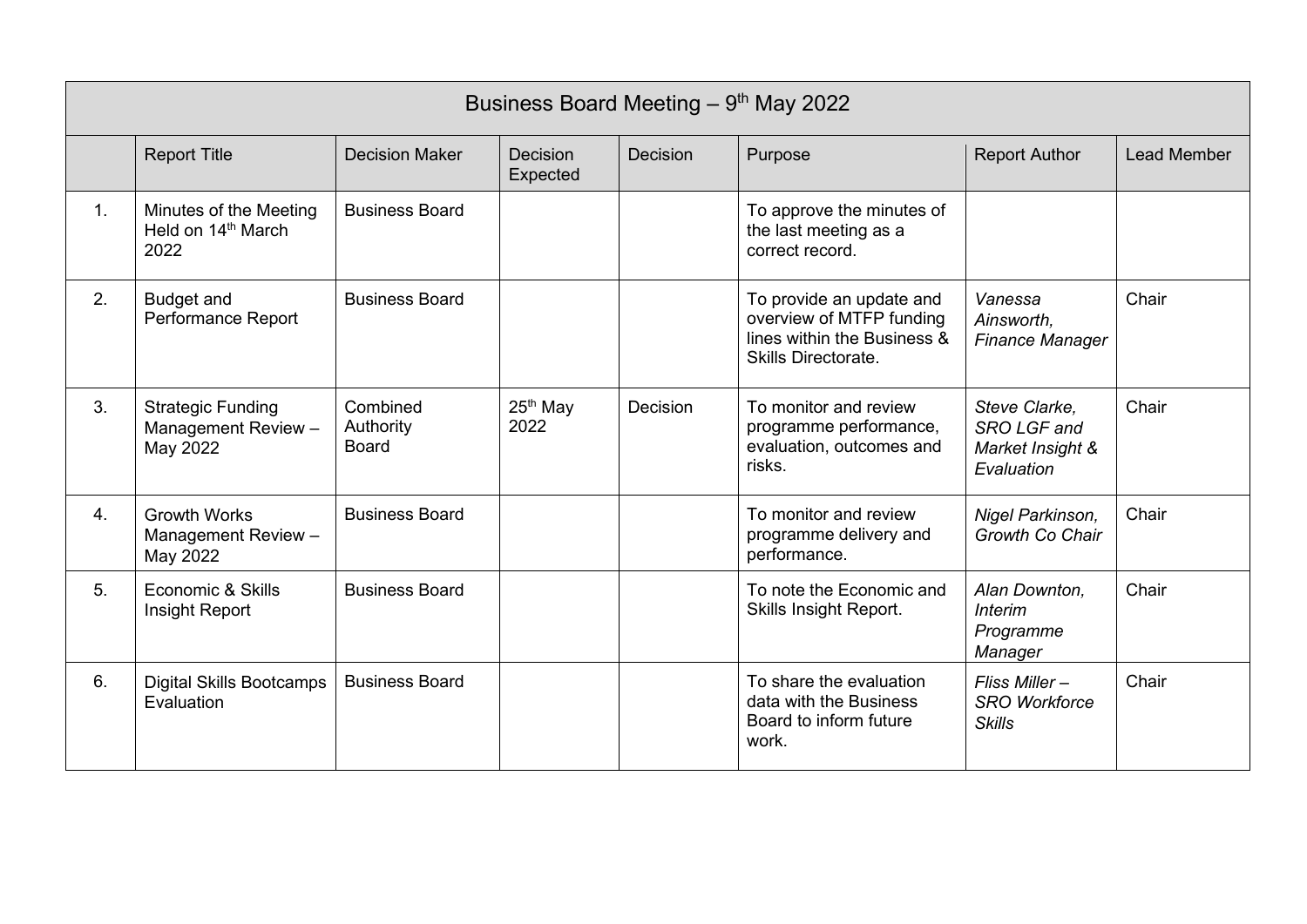| Business Board Meeting – 9th May 2022 | | | | | | | |
|---|---|---|---|---|---|---|---|
| | Report Title | Decision Maker | Decision Expected | Decision | Purpose | Report Author | Lead Member |
| 1. | Minutes of the Meeting Held on 14th March 2022 | Business Board | | | To approve the minutes of the last meeting as a correct record. | | |
| 2. | Budget and Performance Report | Business Board | | | To provide an update and overview of MTFP funding lines within the Business & Skills Directorate. | *Vanessa Ainsworth, Finance Manager* | Chair |
| 3. | Strategic Funding Management Review – May 2022 | Combined Authority Board | 25th May 2022 | Decision | To monitor and review programme performance, evaluation, outcomes and risks. | *Steve Clarke, SRO LGF and Market Insight & Evaluation* | Chair |
| 4. | Growth Works Management Review – May 2022 | Business Board | | | To monitor and review programme delivery and performance. | *Nigel Parkinson, Growth Co Chair* | Chair |
| 5. | Economic & Skills Insight Report | Business Board | | | To note the Economic and Skills Insight Report. | *Alan Downton, Interim Programme Manager* | Chair |
| 6. | Digital Skills Bootcamps Evaluation | Business Board | | | To share the evaluation data with the Business Board to inform future work. | *Fliss Miller – SRO Workforce Skills* | Chair |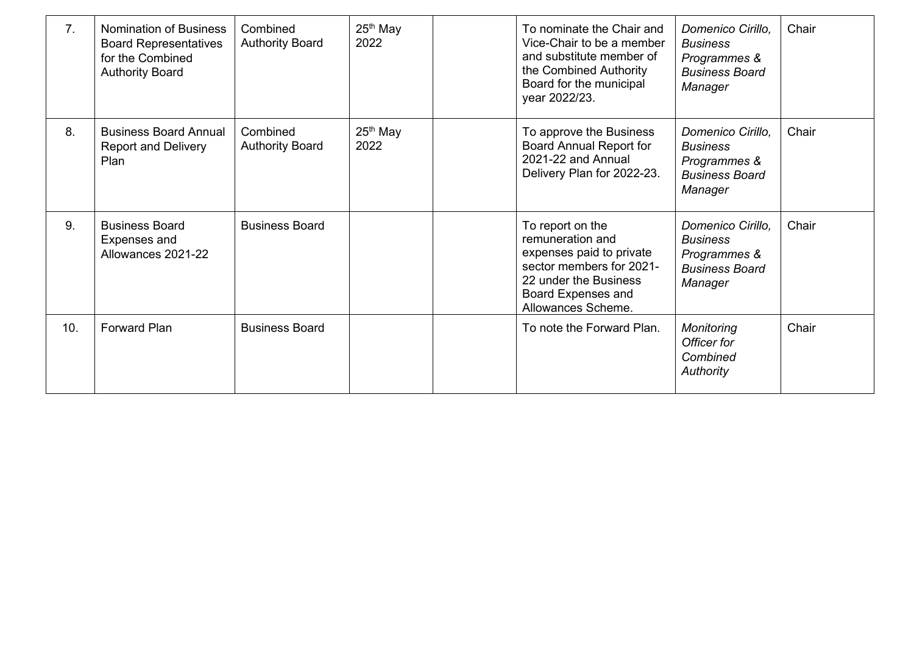| 7. | Nomination of Business Board Representatives for the Combined Authority Board | Combined Authority Board | 25th May 2022 | | To nominate the Chair and Vice-Chair to be a member and substitute member of the Combined Authority Board for the municipal year 2022/23. | *Domenico Cirillo, Business Programmes & Business Board Manager* | Chair |
|---|---|---|---|---|---|---|---|
| 8. | Business Board Annual Report and Delivery Plan | Combined Authority Board | 25th May 2022 | | To approve the Business Board Annual Report for 2021-22 and Annual Delivery Plan for 2022-23. | *Domenico Cirillo, Business Programmes & Business Board Manager* | Chair |
| 9. | Business Board Expenses and Allowances 2021-22 | Business Board | | | To report on the remuneration and expenses paid to private sector members for 2021-22 under the Business Board Expenses and Allowances Scheme. | *Domenico Cirillo, Business Programmes & Business Board Manager* | Chair |
| 10. | Forward Plan | Business Board | | | To note the Forward Plan. | *Monitoring Officer for Combined Authority* | Chair |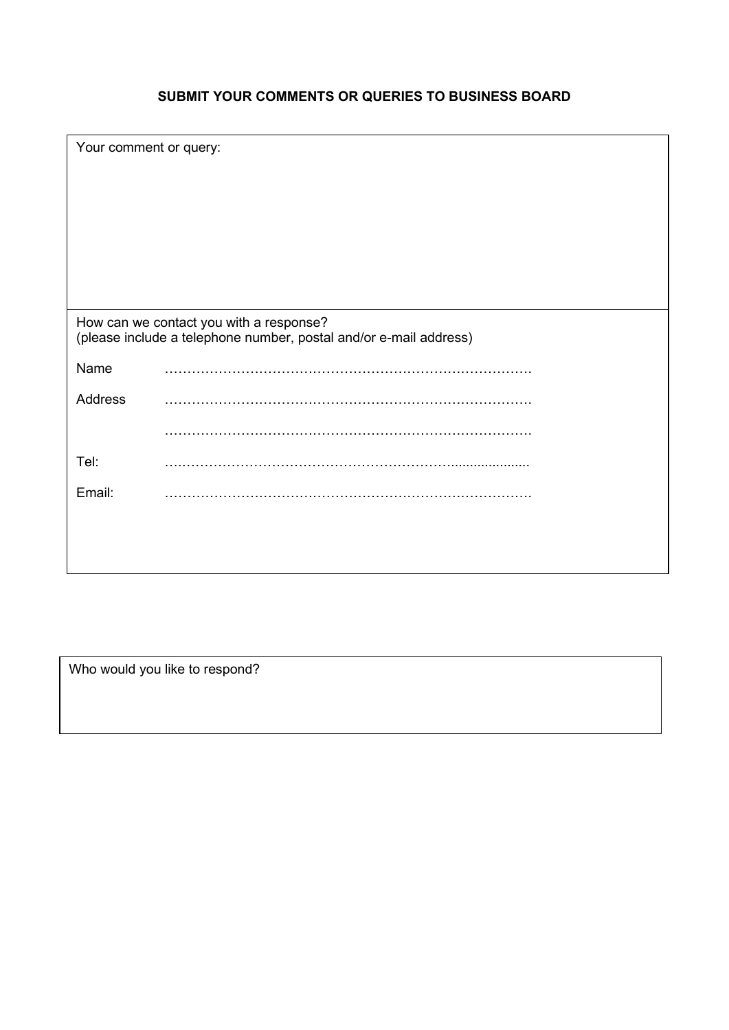**SUBMIT YOUR COMMENTS OR QUERIES TO BUSINESS BOARD**

Your comment or query:

How can we contact you with a response?
(please include a telephone number, postal and/or e-mail address)

Name ……………………………………………………………………….

Address ……………………………………………………………………….

……………………………………………………………………….

Tel: ……………………………………………………………………….

Email: ……………………………………………………………………….

Who would you like to respond?